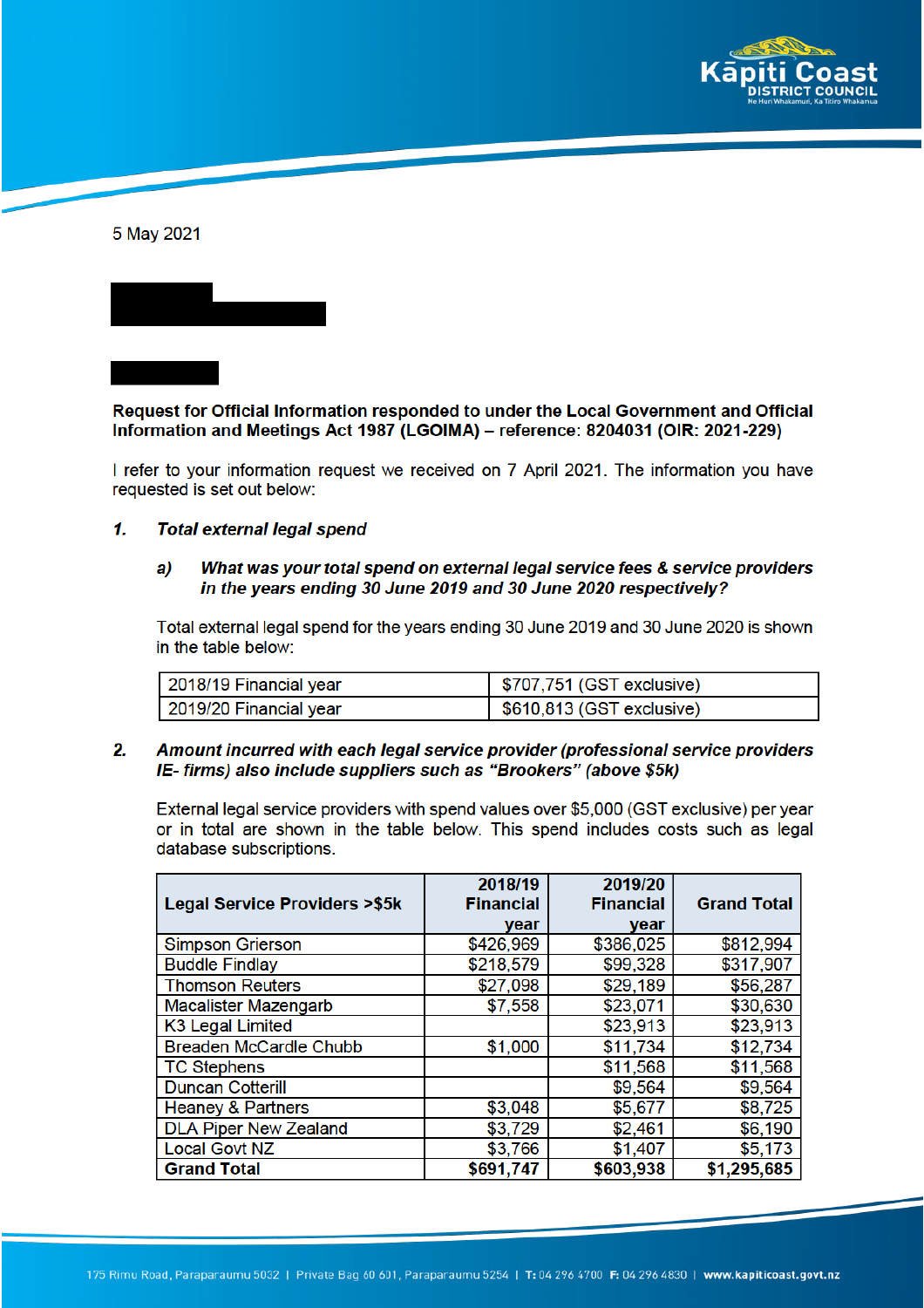5 May 2021

**Request for Official Information responded to under the Local Government and Official Information and Meetings Act 1987 (LGOIMA) – reference: 8204031 (OIR: 2021-229)**

I refer to your information request we received on 7 April 2021. The information you have requested is set out below:

1. ***Total external legal spend***

    a) ***What was your total spend on external legal service fees & service providers in the years ending 30 June 2019 and 30 June 2020 respectively?***

    Total external legal spend for the years ending 30 June 2019 and 30 June 2020 is shown in the table below:

    | | |
    |---|---|
    | 2018/19 Financial year | $707,751 (GST exclusive) |
    | 2019/20 Financial year | $610,813 (GST exclusive) |

2. ***Amount incurred with each legal service provider (professional service providers IE- firms) also include suppliers such as "Brookers" (above $5k)***

    External legal service providers with spend values over $5,000 (GST exclusive) per year or in total are shown in the table below. This spend includes costs such as legal database subscriptions.

    | Legal Service Providers >$5k | 2018/19 Financial year | 2019/20 Financial year | Grand Total |
    |---|---|---|---|
    | Simpson Grierson | $426,969 | $386,025 | $812,994 |
    | Buddle Findlay | $218,579 | $99,328 | $317,907 |
    | Thomson Reuters | $27,098 | $29,189 | $56,287 |
    | Macalister Mazengarb | $7,558 | $23,071 | $30,630 |
    | K3 Legal Limited | | $23,913 | $23,913 |
    | Breaden McCardle Chubb | $1,000 | $11,734 | $12,734 |
    | TC Stephens | | $11,568 | $11,568 |
    | Duncan Cotterill | | $9,564 | $9,564 |
    | Heaney & Partners | $3,048 | $5,677 | $8,725 |
    | DLA Piper New Zealand | $3,729 | $2,461 | $6,190 |
    | Local Govt NZ | $3,766 | $1,407 | $5,173 |
    | **Grand Total** | **$691,747** | **$603,938** | **$1,295,685** |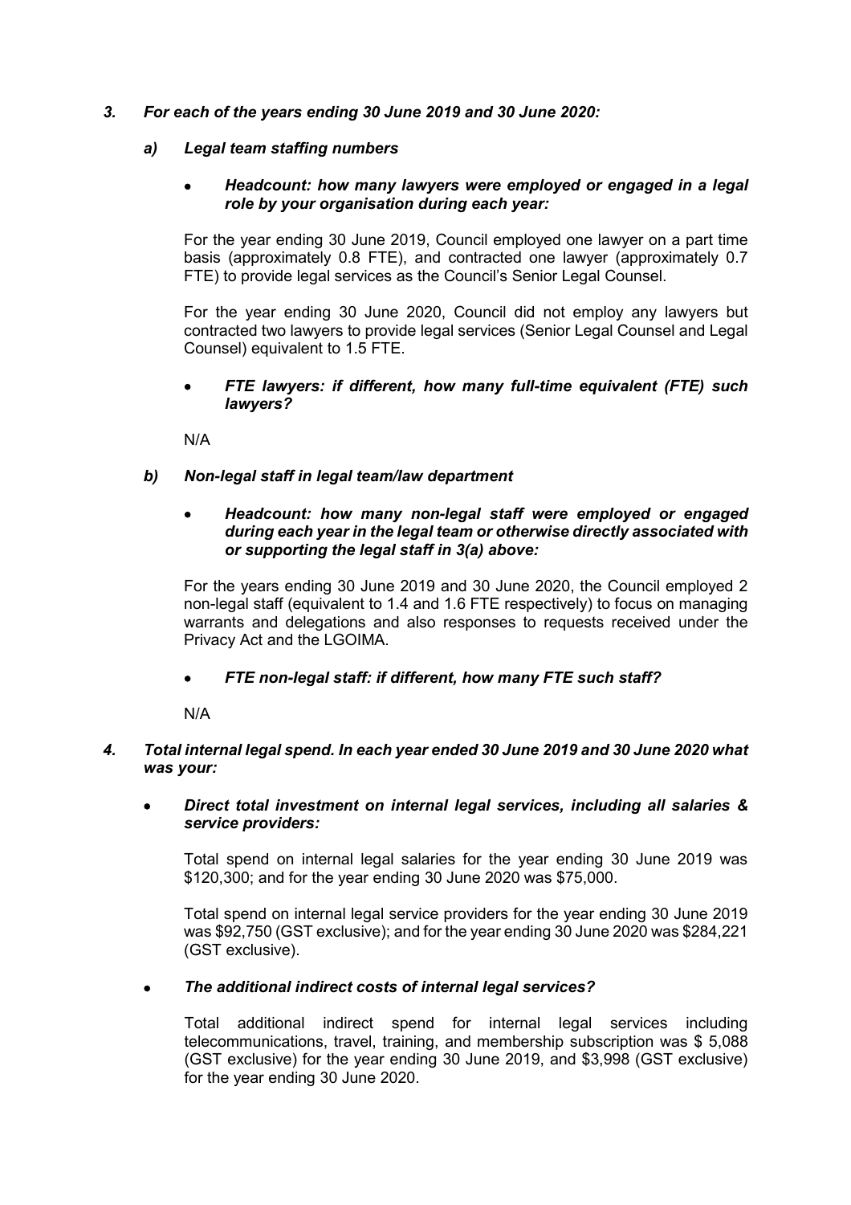***3. For each of the years ending 30 June 2019 and 30 June 2020:***

***a) Legal team staffing numbers***

- ***Headcount: how many lawyers were employed or engaged in a legal role by your organisation during each year:***

For the year ending 30 June 2019, Council employed one lawyer on a part time basis (approximately 0.8 FTE), and contracted one lawyer (approximately 0.7 FTE) to provide legal services as the Council's Senior Legal Counsel.

For the year ending 30 June 2020, Council did not employ any lawyers but contracted two lawyers to provide legal services (Senior Legal Counsel and Legal Counsel) equivalent to 1.5 FTE.

- ***FTE lawyers: if different, how many full-time equivalent (FTE) such lawyers?***

N/A

***b) Non-legal staff in legal team/law department***

- ***Headcount: how many non-legal staff were employed or engaged during each year in the legal team or otherwise directly associated with or supporting the legal staff in 3(a) above:***

For the years ending 30 June 2019 and 30 June 2020, the Council employed 2 non-legal staff (equivalent to 1.4 and 1.6 FTE respectively) to focus on managing warrants and delegations and also responses to requests received under the Privacy Act and the LGOIMA.

- ***FTE non-legal staff: if different, how many FTE such staff?***

N/A

***4. Total internal legal spend. In each year ended 30 June 2019 and 30 June 2020 what was your:***

- ***Direct total investment on internal legal services, including all salaries & service providers:***

Total spend on internal legal salaries for the year ending 30 June 2019 was $120,300; and for the year ending 30 June 2020 was $75,000.

Total spend on internal legal service providers for the year ending 30 June 2019 was $92,750 (GST exclusive); and for the year ending 30 June 2020 was $284,221 (GST exclusive).

- ***The additional indirect costs of internal legal services?***

Total additional indirect spend for internal legal services including telecommunications, travel, training, and membership subscription was $ 5,088 (GST exclusive) for the year ending 30 June 2019, and $3,998 (GST exclusive) for the year ending 30 June 2020.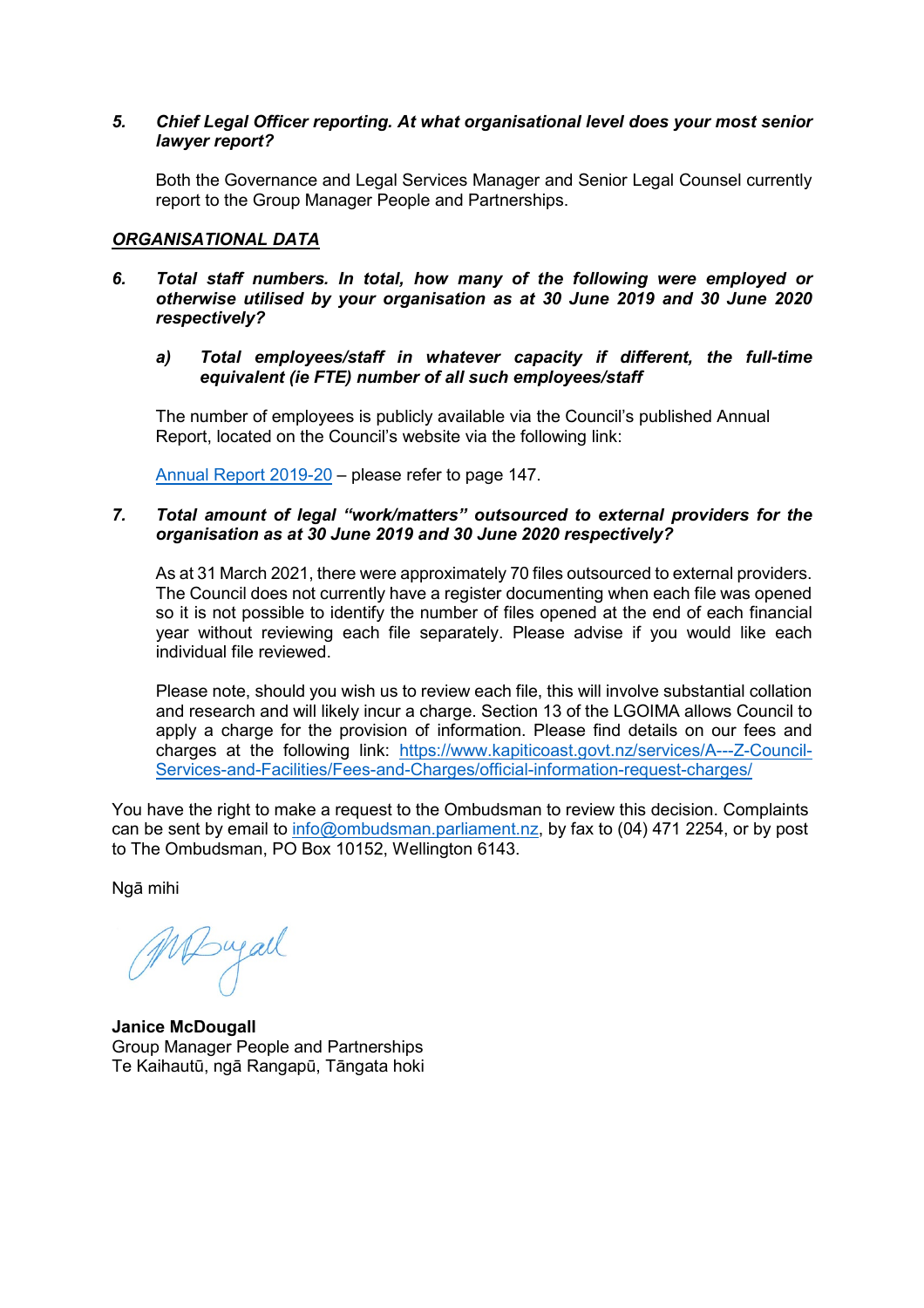5. ***Chief Legal Officer reporting. At what organisational level does your most senior lawyer report?***

   Both the Governance and Legal Services Manager and Senior Legal Counsel currently report to the Group Manager People and Partnerships.

***ORGANISATIONAL DATA***

6. ***Total staff numbers. In total, how many of the following were employed or otherwise utilised by your organisation as at 30 June 2019 and 30 June 2020 respectively?***

   a) ***Total employees/staff in whatever capacity if different, the full-time equivalent (ie FTE) number of all such employees/staff***

   The number of employees is publicly available via the Council's published Annual Report, located on the Council's website via the following link:

   [Annual Report 2019-20]() – please refer to page 147.

7. ***Total amount of legal "work/matters" outsourced to external providers for the organisation as at 30 June 2019 and 30 June 2020 respectively?***

   As at 31 March 2021, there were approximately 70 files outsourced to external providers. The Council does not currently have a register documenting when each file was opened so it is not possible to identify the number of files opened at the end of each financial year without reviewing each file separately. Please advise if you would like each individual file reviewed.

   Please note, should you wish us to review each file, this will involve substantial collation and research and will likely incur a charge. Section 13 of the LGOIMA allows Council to apply a charge for the provision of information. Please find details on our fees and charges at the following link: https://www.kapiticoast.govt.nz/services/A---Z-Council-Services-and-Facilities/Fees-and-Charges/official-information-request-charges/

You have the right to make a request to the Ombudsman to review this decision. Complaints can be sent by email to info@ombudsman.parliament.nz, by fax to (04) 471 2254, or by post to The Ombudsman, PO Box 10152, Wellington 6143.

Ngā mihi

**Janice McDougall**
Group Manager People and Partnerships
Te Kaihautū, ngā Rangapū, Tāngata hoki